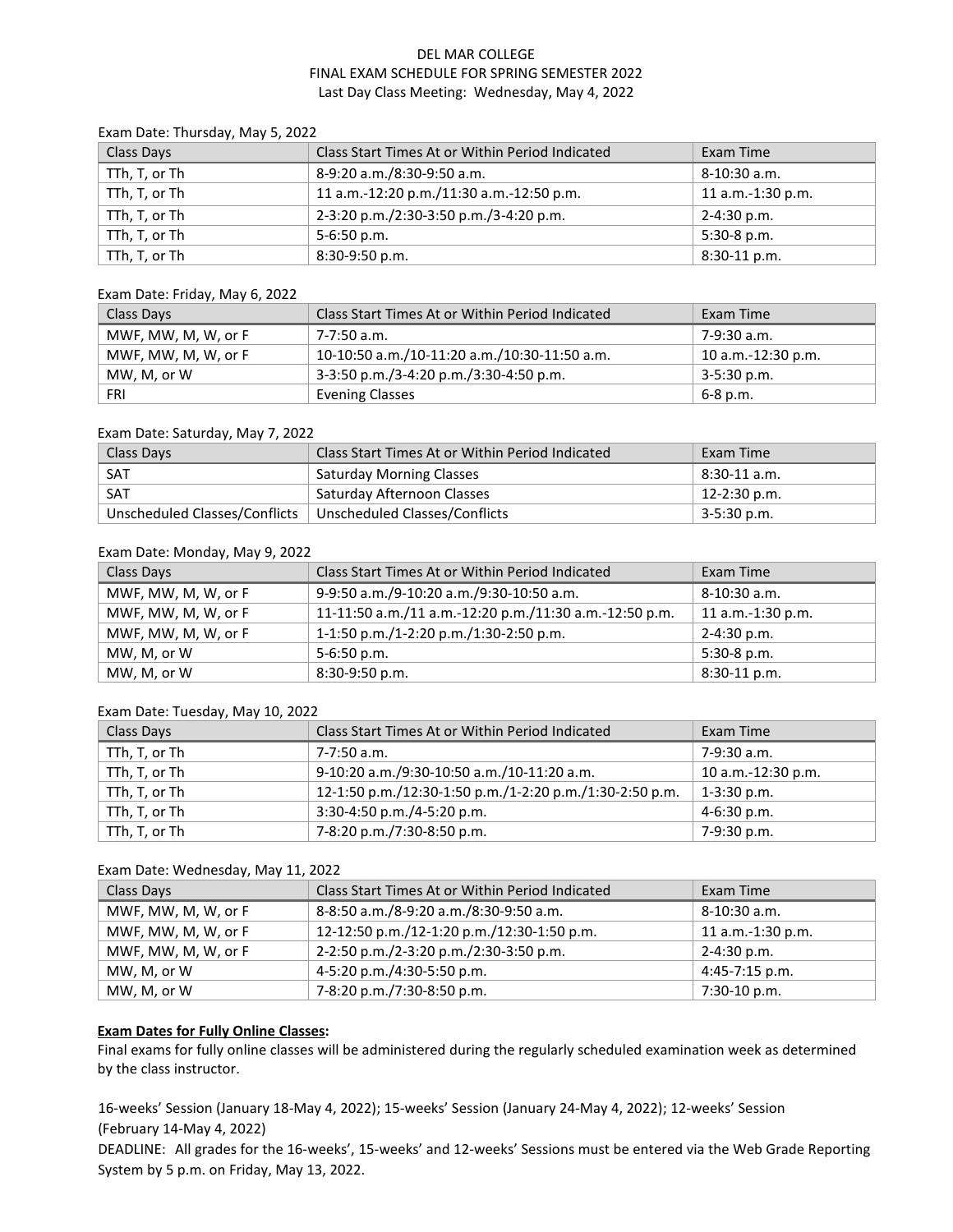# DEL MAR COLLEGE
## FINAL EXAM SCHEDULE FOR SPRING SEMESTER 2022
Last Day Class Meeting: Wednesday, May 4, 2022

Exam Date: Thursday, May 5, 2022

| Class Days | Class Start Times At or Within Period Indicated | Exam Time |
|---|---|---|
| TTh, T, or Th | 8-9:20 a.m./8:30-9:50 a.m. | 8-10:30 a.m. |
| TTh, T, or Th | 11 a.m.-12:20 p.m./11:30 a.m.-12:50 p.m. | 11 a.m.-1:30 p.m. |
| TTh, T, or Th | 2-3:20 p.m./2:30-3:50 p.m./3-4:20 p.m. | 2-4:30 p.m. |
| TTh, T, or Th | 5-6:50 p.m. | 5:30-8 p.m. |
| TTh, T, or Th | 8:30-9:50 p.m. | 8:30-11 p.m. |

Exam Date: Friday, May 6, 2022

| Class Days | Class Start Times At or Within Period Indicated | Exam Time |
|---|---|---|
| MWF, MW, M, W, or F | 7-7:50 a.m. | 7-9:30 a.m. |
| MWF, MW, M, W, or F | 10-10:50 a.m./10-11:20 a.m./10:30-11:50 a.m. | 10 a.m.-12:30 p.m. |
| MW, M, or W | 3-3:50 p.m./3-4:20 p.m./3:30-4:50 p.m. | 3-5:30 p.m. |
| FRI | Evening Classes | 6-8 p.m. |

Exam Date: Saturday, May 7, 2022

| Class Days | Class Start Times At or Within Period Indicated | Exam Time |
|---|---|---|
| SAT | Saturday Morning Classes | 8:30-11 a.m. |
| SAT | Saturday Afternoon Classes | 12-2:30 p.m. |
| Unscheduled Classes/Conflicts | Unscheduled Classes/Conflicts | 3-5:30 p.m. |

Exam Date: Monday, May 9, 2022

| Class Days | Class Start Times At or Within Period Indicated | Exam Time |
|---|---|---|
| MWF, MW, M, W, or F | 9-9:50 a.m./9-10:20 a.m./9:30-10:50 a.m. | 8-10:30 a.m. |
| MWF, MW, M, W, or F | 11-11:50 a.m./11 a.m.-12:20 p.m./11:30 a.m.-12:50 p.m. | 11 a.m.-1:30 p.m. |
| MWF, MW, M, W, or F | 1-1:50 p.m./1-2:20 p.m./1:30-2:50 p.m. | 2-4:30 p.m. |
| MW, M, or W | 5-6:50 p.m. | 5:30-8 p.m. |
| MW, M, or W | 8:30-9:50 p.m. | 8:30-11 p.m. |

Exam Date: Tuesday, May 10, 2022

| Class Days | Class Start Times At or Within Period Indicated | Exam Time |
|---|---|---|
| TTh, T, or Th | 7-7:50 a.m. | 7-9:30 a.m. |
| TTh, T, or Th | 9-10:20 a.m./9:30-10:50 a.m./10-11:20 a.m. | 10 a.m.-12:30 p.m. |
| TTh, T, or Th | 12-1:50 p.m./12:30-1:50 p.m./1-2:20 p.m./1:30-2:50 p.m. | 1-3:30 p.m. |
| TTh, T, or Th | 3:30-4:50 p.m./4-5:20 p.m. | 4-6:30 p.m. |
| TTh, T, or Th | 7-8:20 p.m./7:30-8:50 p.m. | 7-9:30 p.m. |

Exam Date: Wednesday, May 11, 2022

| Class Days | Class Start Times At or Within Period Indicated | Exam Time |
|---|---|---|
| MWF, MW, M, W, or F | 8-8:50 a.m./8-9:20 a.m./8:30-9:50 a.m. | 8-10:30 a.m. |
| MWF, MW, M, W, or F | 12-12:50 p.m./12-1:20 p.m./12:30-1:50 p.m. | 11 a.m.-1:30 p.m. |
| MWF, MW, M, W, or F | 2-2:50 p.m./2-3:20 p.m./2:30-3:50 p.m. | 2-4:30 p.m. |
| MW, M, or W | 4-5:20 p.m./4:30-5:50 p.m. | 4:45-7:15 p.m. |
| MW, M, or W | 7-8:20 p.m./7:30-8:50 p.m. | 7:30-10 p.m. |

**Exam Dates for Fully Online Classes:**

Final exams for fully online classes will be administered during the regularly scheduled examination week as determined by the class instructor.

16-weeks' Session (January 18-May 4, 2022); 15-weeks' Session (January 24-May 4, 2022); 12-weeks' Session (February 14-May 4, 2022)

DEADLINE: All grades for the 16-weeks', 15-weeks' and 12-weeks' Sessions must be entered via the Web Grade Reporting System by 5 p.m. on Friday, May 13, 2022.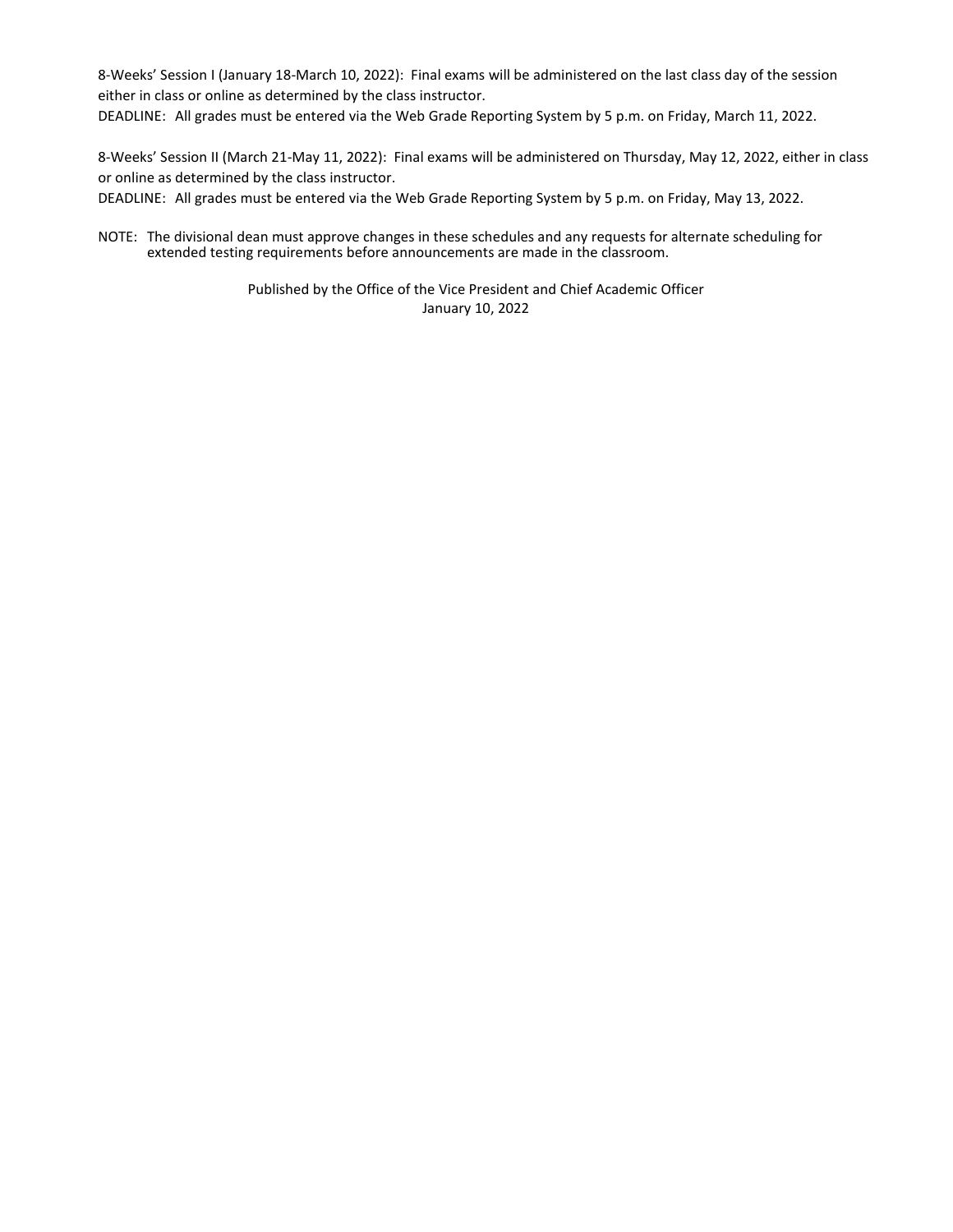8-Weeks' Session I (January 18-March 10, 2022): Final exams will be administered on the last class day of the session either in class or online as determined by the class instructor.
DEADLINE: All grades must be entered via the Web Grade Reporting System by 5 p.m. on Friday, March 11, 2022.

8-Weeks' Session II (March 21-May 11, 2022): Final exams will be administered on Thursday, May 12, 2022, either in class or online as determined by the class instructor.
DEADLINE: All grades must be entered via the Web Grade Reporting System by 5 p.m. on Friday, May 13, 2022.

NOTE: The divisional dean must approve changes in these schedules and any requests for alternate scheduling for extended testing requirements before announcements are made in the classroom.

Published by the Office of the Vice President and Chief Academic Officer
January 10, 2022